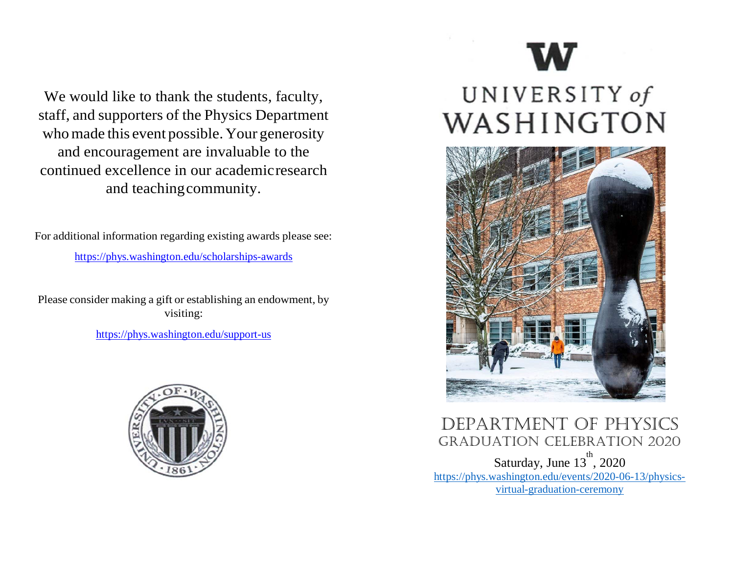We would like to thank the students, faculty, staff, and supporters of the Physics Department who made this event possible. Your generosity and encouragement are invaluable to the continued excellence in our academic research and teaching community.

For additional information regarding existing awards please see:

https://phys.washington.edu/scholarships-awards

Please consider making a gift or establishing an endowment, by visiting:

https://phys.washington.edu/support-us

W

UNIVERSITY *of* WASHINGTON

# DEPARTMENT OF PHYSICS

## GRADUATION CELEBRATION 2020

Saturday, June 13th, 2020

https://phys.washington.edu/events/2020-06-13/physics-virtual-graduation-ceremony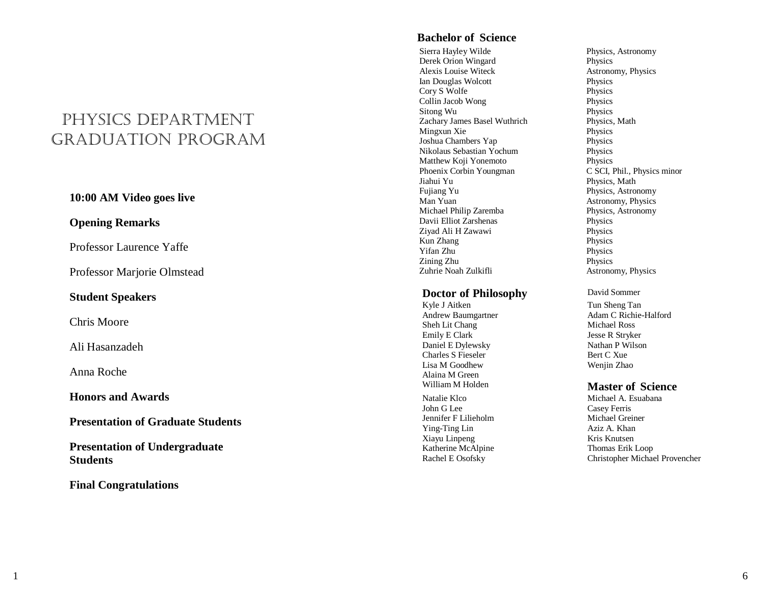# Physics Department Graduation Program

**10:00 AM Video goes live**

**Opening Remarks**

Professor Laurence Yaffe

Professor Marjorie Olmstead

**Student Speakers**

Chris Moore

Ali Hasanzadeh

Anna Roche

**Honors and Awards**

**Presentation of Graduate Students**

**Presentation of Undergraduate Students**

**Final Congratulations**

## Bachelor of Science

| Name | Major |
|---|---|
| Sierra Hayley Wilde | Physics, Astronomy |
| Derek Orion Wingard | Physics |
| Alexis Louise Witeck | Astronomy, Physics |
| Ian Douglas Wolcott | Physics |
| Cory S Wolfe | Physics |
| Collin Jacob Wong | Physics |
| Sitong Wu | Physics |
| Zachary James Basel Wuthrich | Physics, Math |
| Mingxun Xie | Physics |
| Joshua Chambers Yap | Physics |
| Nikolaus Sebastian Yochum | Physics |
| Matthew Koji Yonemoto | Physics |
| Phoenix Corbin Youngman | C SCI, Phil., Physics minor |
| Jiahui Yu | Physics, Math |
| Fujiang Yu | Physics, Astronomy |
| Man Yuan | Astronomy, Physics |
| Michael Philip Zaremba | Physics, Astronomy |
| Davii Elliot Zarshenas | Physics |
| Ziyad Ali H Zawawi | Physics |
| Kun Zhang | Physics |
| Yifan Zhu | Physics |
| Zining Zhu | Physics |
| Zuhrie Noah Zulkifli | Astronomy, Physics |

## Doctor of Philosophy

Kyle J Aitken
Andrew Baumgartner
Sheh Lit Chang
Emily E Clark
Daniel E Dylewsky
Charles S Fieseler
Lisa M Goodhew
Alaina M Green
William M Holden
Natalie Klco
John G Lee
Jennifer F Lilieholm
Ying-Ting Lin
Xiayu Linpeng
Katherine McAlpine
Rachel E Osofsky
David Sommer
Tun Sheng Tan
Adam C Richie-Halford
Michael Ross
Jesse R Stryker
Nathan P Wilson
Bert C Xue
Wenjin Zhao

## Master of Science

Michael A. Esuabana
Casey Ferris
Michael Greiner
Aziz A. Khan
Kris Knutsen
Thomas Erik Loop
Christopher Michael Provencher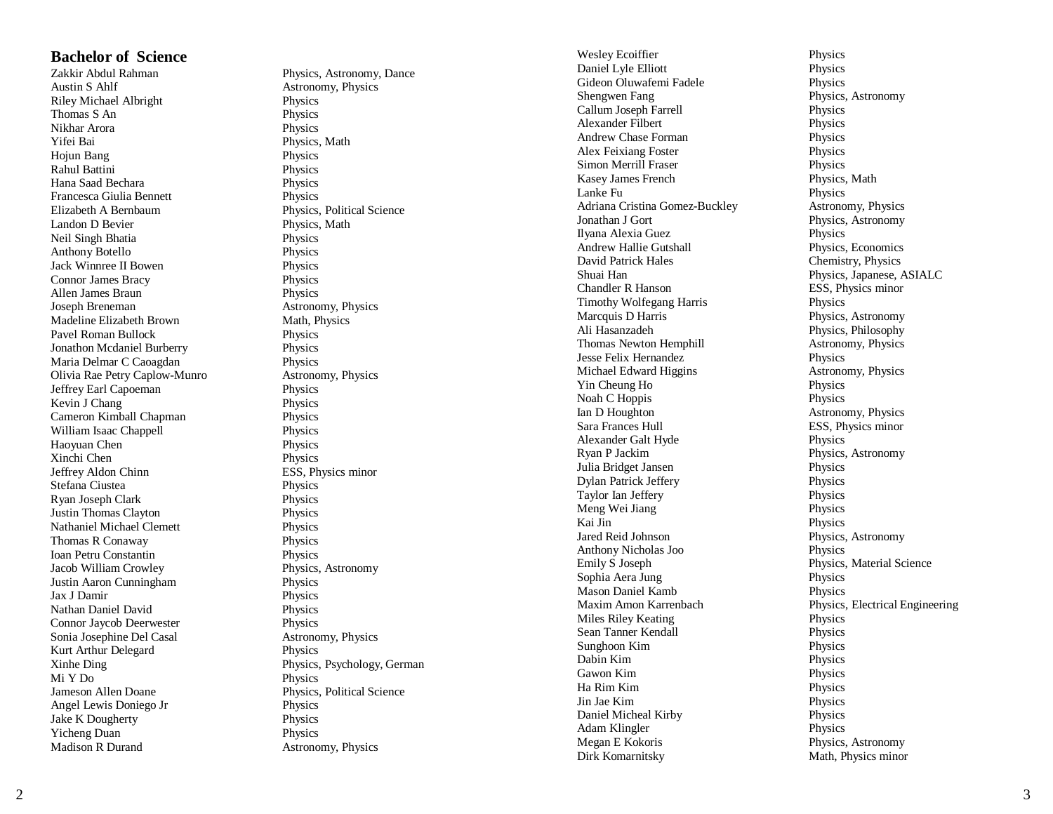## Bachelor of Science

| Name | Major(s) |
|---|---|
| Zakkir Abdul Rahman | Physics, Astronomy, Dance |
| Austin S Ahlf | Astronomy, Physics |
| Riley Michael Albright | Physics |
| Thomas S An | Physics |
| Nikhar Arora | Physics |
| Yifei Bai | Physics, Math |
| Hojun Bang | Physics |
| Rahul Battini | Physics |
| Hana Saad Bechara | Physics |
| Francesca Giulia Bennett | Physics |
| Elizabeth A Bernbaum | Physics, Political Science |
| Landon D Bevier | Physics, Math |
| Neil Singh Bhatia | Physics |
| Anthony Botello | Physics |
| Jack Winnree II Bowen | Physics |
| Connor James Bracy | Physics |
| Allen James Braun | Physics |
| Joseph Breneman | Astronomy, Physics |
| Madeline Elizabeth Brown | Math, Physics |
| Pavel Roman Bullock | Physics |
| Jonathon Mcdaniel Burberry | Physics |
| Maria Delmar C Caoagdan | Physics |
| Olivia Rae Petry Caplow-Munro | Astronomy, Physics |
| Jeffrey Earl Capoeman | Physics |
| Kevin J Chang | Physics |
| Cameron Kimball Chapman | Physics |
| William Isaac Chappell | Physics |
| Haoyuan Chen | Physics |
| Xinchi Chen | Physics |
| Jeffrey Aldon Chinn | ESS, Physics minor |
| Stefana Ciustea | Physics |
| Ryan Joseph Clark | Physics |
| Justin Thomas Clayton | Physics |
| Nathaniel Michael Clemett | Physics |
| Thomas R Conaway | Physics |
| Ioan Petru Constantin | Physics |
| Jacob William Crowley | Physics, Astronomy |
| Justin Aaron Cunningham | Physics |
| Jax J Damir | Physics |
| Nathan Daniel David | Physics |
| Connor Jaycob Deerwester | Physics |
| Sonia Josephine Del Casal | Astronomy, Physics |
| Kurt Arthur Delegard | Physics |
| Xinhe Ding | Physics, Psychology, German |
| Mi Y Do | Physics |
| Jameson Allen Doane | Physics, Political Science |
| Angel Lewis Doniego Jr | Physics |
| Jake K Dougherty | Physics |
| Yicheng Duan | Physics |
| Madison R Durand | Astronomy, Physics |
| Wesley Ecoiffier | Physics |
| Daniel Lyle Elliott | Physics |
| Gideon Oluwafemi Fadele | Physics |
| Shengwen Fang | Physics, Astronomy |
| Callum Joseph Farrell | Physics |
| Alexander Filbert | Physics |
| Andrew Chase Forman | Physics |
| Alex Feixiang Foster | Physics |
| Simon Merrill Fraser | Physics |
| Kasey James French | Physics, Math |
| Lanke Fu | Physics |
| Adriana Cristina Gomez-Buckley | Astronomy, Physics |
| Jonathan J Gort | Physics, Astronomy |
| Ilyana Alexia Guez | Physics |
| Andrew Hallie Gutshall | Physics, Economics |
| David Patrick Hales | Chemistry, Physics |
| Shuai Han | Physics, Japanese, ASIALC |
| Chandler R Hanson | ESS, Physics minor |
| Timothy Wolfegang Harris | Physics |
| Marcquis D Harris | Physics, Astronomy |
| Ali Hasanzadeh | Physics, Philosophy |
| Thomas Newton Hemphill | Astronomy, Physics |
| Jesse Felix Hernandez | Physics |
| Michael Edward Higgins | Astronomy, Physics |
| Yin Cheung Ho | Physics |
| Noah C Hoppis | Physics |
| Ian D Houghton | Astronomy, Physics |
| Sara Frances Hull | ESS, Physics minor |
| Alexander Galt Hyde | Physics |
| Ryan P Jackim | Physics, Astronomy |
| Julia Bridget Jansen | Physics |
| Dylan Patrick Jeffery | Physics |
| Taylor Ian Jeffery | Physics |
| Meng Wei Jiang | Physics |
| Kai Jin | Physics |
| Jared Reid Johnson | Physics, Astronomy |
| Anthony Nicholas Joo | Physics |
| Emily S Joseph | Physics, Material Science |
| Sophia Aera Jung | Physics |
| Mason Daniel Kamb | Physics |
| Maxim Amon Karrenbach | Physics, Electrical Engineering |
| Miles Riley Keating | Physics |
| Sean Tanner Kendall | Physics |
| Sunghoon Kim | Physics |
| Dabin Kim | Physics |
| Gawon Kim | Physics |
| Ha Rim Kim | Physics |
| Jin Jae Kim | Physics |
| Daniel Micheal Kirby | Physics |
| Adam Klingler | Physics |
| Megan E Kokoris | Physics, Astronomy |
| Dirk Komarnitsky | Math, Physics minor |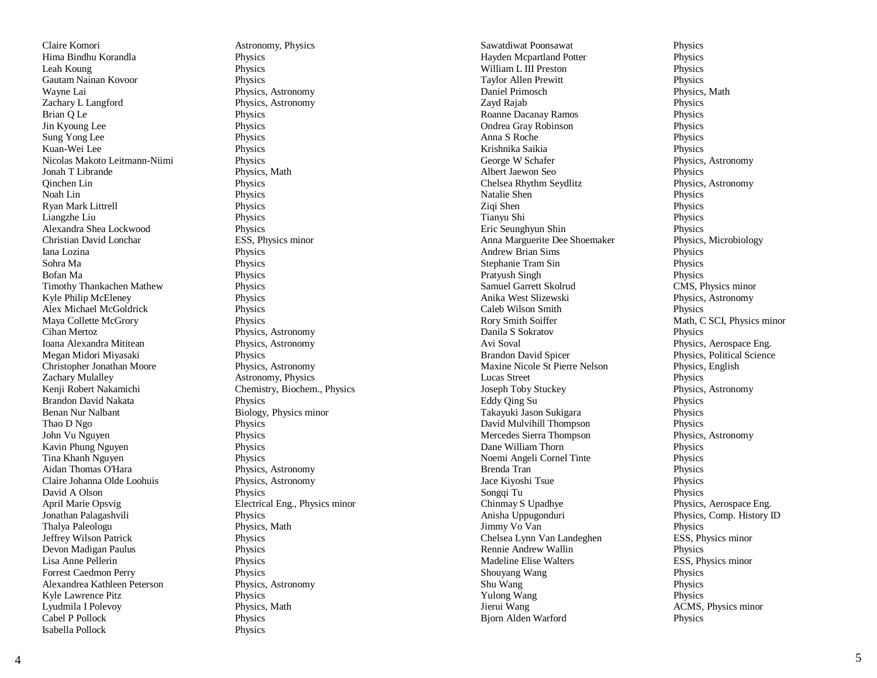| | |
|---|---|
| Claire Komori | Astronomy, Physics |
| Hima Bindhu Korandla | Physics |
| Leah Koung | Physics |
| Gautam Nainan Kovoor | Physics |
| Wayne Lai | Physics, Astronomy |
| Zachary L Langford | Physics, Astronomy |
| Brian Q Le | Physics |
| Jin Kyoung Lee | Physics |
| Sung Yong Lee | Physics |
| Kuan-Wei Lee | Physics |
| Nicolas Makoto Leitmann-Niimi | Physics |
| Jonah T Librande | Physics, Math |
| Qinchen Lin | Physics |
| Noah Lin | Physics |
| Ryan Mark Littrell | Physics |
| Liangzhe Liu | Physics |
| Alexandra Shea Lockwood | Physics |
| Christian David Lonchar | ESS, Physics minor |
| Iana Lozina | Physics |
| Sohra Ma | Physics |
| Bofan Ma | Physics |
| Timothy Thankachen Mathew | Physics |
| Kyle Philip McEleney | Physics |
| Alex Michael McGoldrick | Physics |
| Maya Collette McGrory | Physics |
| Cihan Mertoz | Physics, Astronomy |
| Ioana Alexandra Mititean | Physics, Astronomy |
| Megan Midori Miyasaki | Physics |
| Christopher Jonathan Moore | Physics, Astronomy |
| Zachary Mulalley | Astronomy, Physics |
| Kenji Robert Nakamichi | Chemistry, Biochem., Physics |
| Brandon David Nakata | Physics |
| Benan Nur Nalbant | Biology, Physics minor |
| Thao D Ngo | Physics |
| John Vu Nguyen | Physics |
| Kavin Phung Nguyen | Physics |
| Tina Khanh Nguyen | Physics |
| Aidan Thomas O'Hara | Physics, Astronomy |
| Claire Johanna Olde Loohuis | Physics, Astronomy |
| David A Olson | Physics |
| April Marie Opsvig | Electrical Eng., Physics minor |
| Jonathan Palagashvili | Physics |
| Thalya Paleologu | Physics, Math |
| Jeffrey Wilson Patrick | Physics |
| Devon Madigan Paulus | Physics |
| Lisa Anne Pellerin | Physics |
| Forrest Caedmon Perry | Physics |
| Alexandrea Kathleen Peterson | Physics, Astronomy |
| Kyle Lawrence Pitz | Physics |
| Lyudmila I Polevoy | Physics, Math |
| Cabel P Pollock | Physics |
| Isabella Pollock | Physics |
| Sawatdiwat Poonsawat | Physics |
| Hayden Mcpartland Potter | Physics |
| William L III Preston | Physics |
| Taylor Allen Prewitt | Physics |
| Daniel Primosch | Physics, Math |
| Zayd Rajab | Physics |
| Roanne Dacanay Ramos | Physics |
| Ondrea Gray Robinson | Physics |
| Anna S Roche | Physics |
| Krishnika Saikia | Physics |
| George W Schafer | Physics, Astronomy |
| Albert Jaewon Seo | Physics |
| Chelsea Rhythm Seydlitz | Physics, Astronomy |
| Natalie Shen | Physics |
| Ziqi Shen | Physics |
| Tianyu Shi | Physics |
| Eric Seunghyun Shin | Physics |
| Anna Marguerite Dee Shoemaker | Physics, Microbiology |
| Andrew Brian Sims | Physics |
| Stephanie Tram Sin | Physics |
| Pratyush Singh | Physics |
| Samuel Garrett Skolrud | CMS, Physics minor |
| Anika West Slizewski | Physics, Astronomy |
| Caleb Wilson Smith | Physics |
| Rory Smith Soiffer | Math, C SCI, Physics minor |
| Danila S Sokratov | Physics |
| Avi Soval | Physics, Aerospace Eng. |
| Brandon David Spicer | Physics, Political Science |
| Maxine Nicole St Pierre Nelson | Physics, English |
| Lucas Street | Physics |
| Joseph Toby Stuckey | Physics, Astronomy |
| Eddy Qing Su | Physics |
| Takayuki Jason Sukigara | Physics |
| David Mulvihill Thompson | Physics |
| Mercedes Sierra Thompson | Physics, Astronomy |
| Dane William Thorn | Physics |
| Noemi Angeli Cornel Tinte | Physics |
| Brenda Tran | Physics |
| Jace Kiyoshi Tsue | Physics |
| Songqi Tu | Physics |
| Chinmay S Upadhye | Physics, Aerospace Eng. |
| Anisha Uppugonduri | Physics, Comp. History ID |
| Jimmy Vo Van | Physics |
| Chelsea Lynn Van Landeghen | ESS, Physics minor |
| Rennie Andrew Wallin | Physics |
| Madeline Elise Walters | ESS, Physics minor |
| Shouyang Wang | Physics |
| Shu Wang | Physics |
| Yulong Wang | Physics |
| Jierui Wang | ACMS, Physics minor |
| Bjorn Alden Warford | Physics |